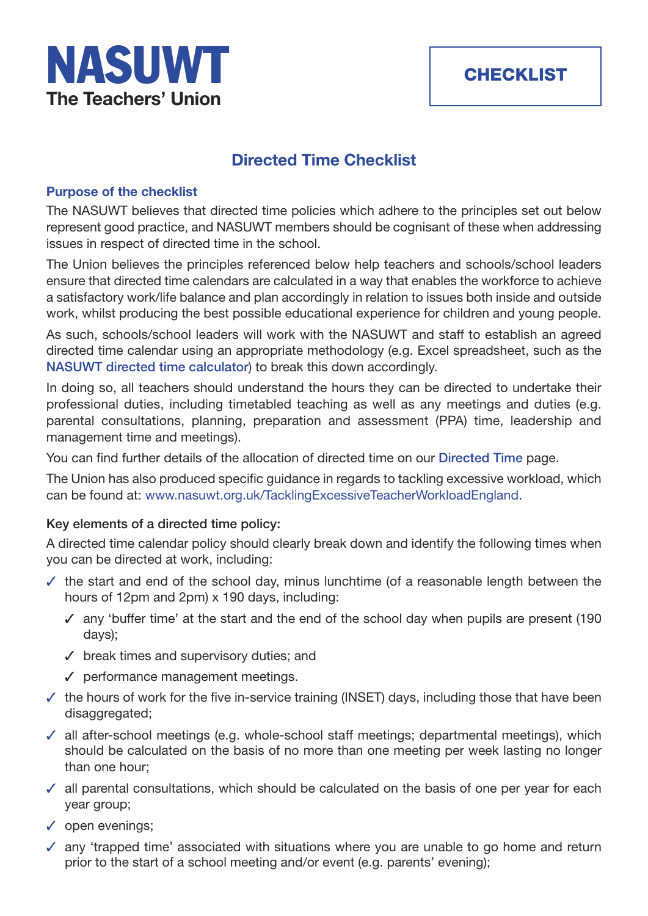**NASUWT**
**The Teachers' Union**

**CHECKLIST**

# Directed Time Checklist

## Purpose of the checklist

The NASUWT believes that directed time policies which adhere to the principles set out below represent good practice, and NASUWT members should be cognisant of these when addressing issues in respect of directed time in the school.

The Union believes the principles referenced below help teachers and schools/school leaders ensure that directed time calendars are calculated in a way that enables the workforce to achieve a satisfactory work/life balance and plan accordingly in relation to issues both inside and outside work, whilst producing the best possible educational experience for children and young people.

As such, schools/school leaders will work with the NASUWT and staff to establish an agreed directed time calendar using an appropriate methodology (e.g. Excel spreadsheet, such as the NASUWT directed time calculator) to break this down accordingly.

In doing so, all teachers should understand the hours they can be directed to undertake their professional duties, including timetabled teaching as well as any meetings and duties (e.g. parental consultations, planning, preparation and assessment (PPA) time, leadership and management time and meetings).

You can find further details of the allocation of directed time on our Directed Time page.

The Union has also produced specific guidance in regards to tackling excessive workload, which can be found at: www.nasuwt.org.uk/TacklingExcessiveTeacherWorkloadEngland.

### Key elements of a directed time policy:

A directed time calendar policy should clearly break down and identify the following times when you can be directed at work, including:

- ✓ the start and end of the school day, minus lunchtime (of a reasonable length between the hours of 12pm and 2pm) x 190 days, including:
  - ✓ any 'buffer time' at the start and the end of the school day when pupils are present (190 days);
  - ✓ break times and supervisory duties; and
  - ✓ performance management meetings.
- ✓ the hours of work for the five in-service training (INSET) days, including those that have been disaggregated;
- ✓ all after-school meetings (e.g. whole-school staff meetings; departmental meetings), which should be calculated on the basis of no more than one meeting per week lasting no longer than one hour;
- ✓ all parental consultations, which should be calculated on the basis of one per year for each year group;
- ✓ open evenings;
- ✓ any 'trapped time' associated with situations where you are unable to go home and return prior to the start of a school meeting and/or event (e.g. parents' evening);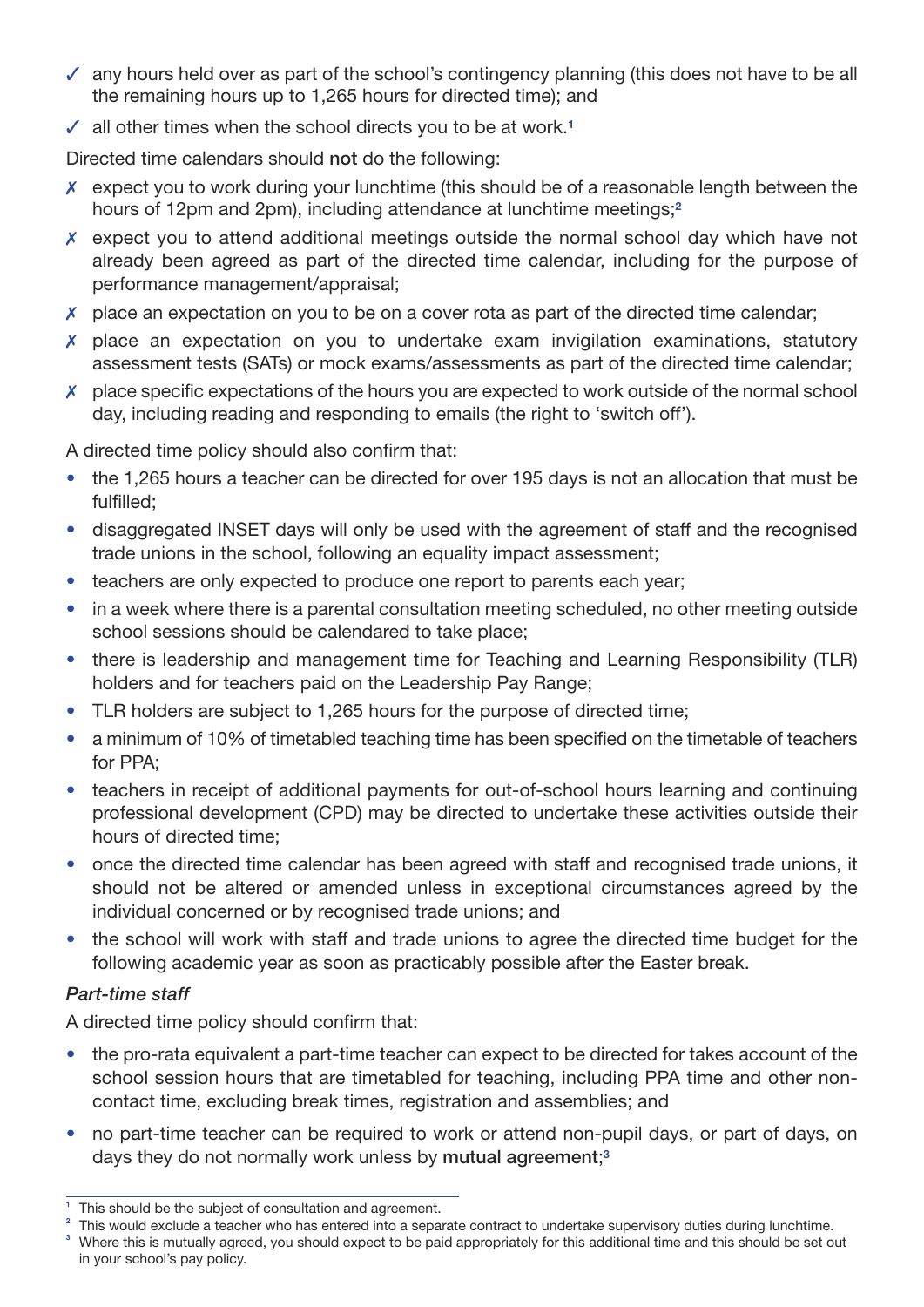- ✓ any hours held over as part of the school's contingency planning (this does not have to be all the remaining hours up to 1,265 hours for directed time); and
- ✓ all other times when the school directs you to be at work.[1]

Directed time calendars should **not** do the following:

- ✗ expect you to work during your lunchtime (this should be of a reasonable length between the hours of 12pm and 2pm), including attendance at lunchtime meetings;[2]
- ✗ expect you to attend additional meetings outside the normal school day which have not already been agreed as part of the directed time calendar, including for the purpose of performance management/appraisal;
- ✗ place an expectation on you to be on a cover rota as part of the directed time calendar;
- ✗ place an expectation on you to undertake exam invigilation examinations, statutory assessment tests (SATs) or mock exams/assessments as part of the directed time calendar;
- ✗ place specific expectations of the hours you are expected to work outside of the normal school day, including reading and responding to emails (the right to 'switch off').

A directed time policy should also confirm that:

- the 1,265 hours a teacher can be directed for over 195 days is not an allocation that must be fulfilled;
- disaggregated INSET days will only be used with the agreement of staff and the recognised trade unions in the school, following an equality impact assessment;
- teachers are only expected to produce one report to parents each year;
- in a week where there is a parental consultation meeting scheduled, no other meeting outside school sessions should be calendared to take place;
- there is leadership and management time for Teaching and Learning Responsibility (TLR) holders and for teachers paid on the Leadership Pay Range;
- TLR holders are subject to 1,265 hours for the purpose of directed time;
- a minimum of 10% of timetabled teaching time has been specified on the timetable of teachers for PPA;
- teachers in receipt of additional payments for out-of-school hours learning and continuing professional development (CPD) may be directed to undertake these activities outside their hours of directed time;
- once the directed time calendar has been agreed with staff and recognised trade unions, it should not be altered or amended unless in exceptional circumstances agreed by the individual concerned or by recognised trade unions; and
- the school will work with staff and trade unions to agree the directed time budget for the following academic year as soon as practicably possible after the Easter break.

*Part-time staff*

A directed time policy should confirm that:

- the pro-rata equivalent a part-time teacher can expect to be directed for takes account of the school session hours that are timetabled for teaching, including PPA time and other non-contact time, excluding break times, registration and assemblies; and
- no part-time teacher can be required to work or attend non-pupil days, or part of days, on days they do not normally work unless by **mutual agreement**;[3]

---

[1] This should be the subject of consultation and agreement.

[2] This would exclude a teacher who has entered into a separate contract to undertake supervisory duties during lunchtime.

[3] Where this is mutually agreed, you should expect to be paid appropriately for this additional time and this should be set out in your school's pay policy.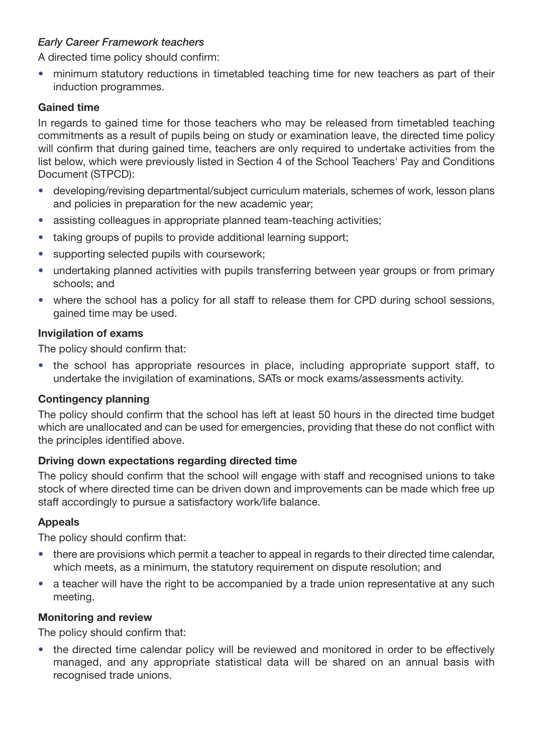*Early Career Framework teachers*

A directed time policy should confirm:

- minimum statutory reductions in timetabled teaching time for new teachers as part of their induction programmes.

**Gained time**

In regards to gained time for those teachers who may be released from timetabled teaching commitments as a result of pupils being on study or examination leave, the directed time policy will confirm that during gained time, teachers are only required to undertake activities from the list below, which were previously listed in Section 4 of the School Teachers' Pay and Conditions Document (STPCD):

- developing/revising departmental/subject curriculum materials, schemes of work, lesson plans and policies in preparation for the new academic year;
- assisting colleagues in appropriate planned team-teaching activities;
- taking groups of pupils to provide additional learning support;
- supporting selected pupils with coursework;
- undertaking planned activities with pupils transferring between year groups or from primary schools; and
- where the school has a policy for all staff to release them for CPD during school sessions, gained time may be used.

**Invigilation of exams**

The policy should confirm that:

- the school has appropriate resources in place, including appropriate support staff, to undertake the invigilation of examinations, SATs or mock exams/assessments activity.

**Contingency planning**

The policy should confirm that the school has left at least 50 hours in the directed time budget which are unallocated and can be used for emergencies, providing that these do not conflict with the principles identified above.

**Driving down expectations regarding directed time**

The policy should confirm that the school will engage with staff and recognised unions to take stock of where directed time can be driven down and improvements can be made which free up staff accordingly to pursue a satisfactory work/life balance.

**Appeals**

The policy should confirm that:

- there are provisions which permit a teacher to appeal in regards to their directed time calendar, which meets, as a minimum, the statutory requirement on dispute resolution; and
- a teacher will have the right to be accompanied by a trade union representative at any such meeting.

**Monitoring and review**

The policy should confirm that:

- the directed time calendar policy will be reviewed and monitored in order to be effectively managed, and any appropriate statistical data will be shared on an annual basis with recognised trade unions.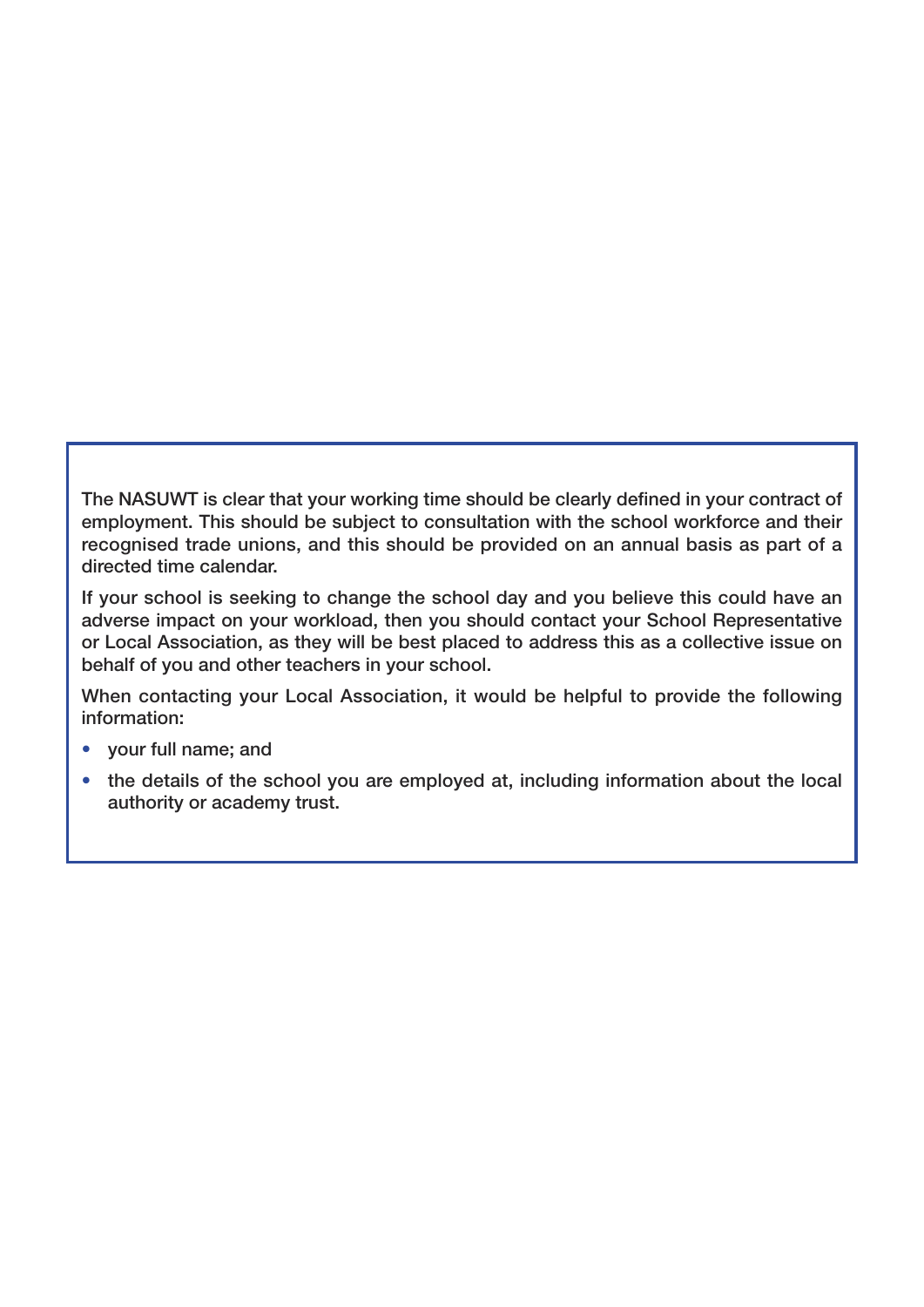The NASUWT is clear that your working time should be clearly defined in your contract of employment. This should be subject to consultation with the school workforce and their recognised trade unions, and this should be provided on an annual basis as part of a directed time calendar.

If your school is seeking to change the school day and you believe this could have an adverse impact on your workload, then you should contact your School Representative or Local Association, as they will be best placed to address this as a collective issue on behalf of you and other teachers in your school.

When contacting your Local Association, it would be helpful to provide the following information:

- your full name; and
- the details of the school you are employed at, including information about the local authority or academy trust.